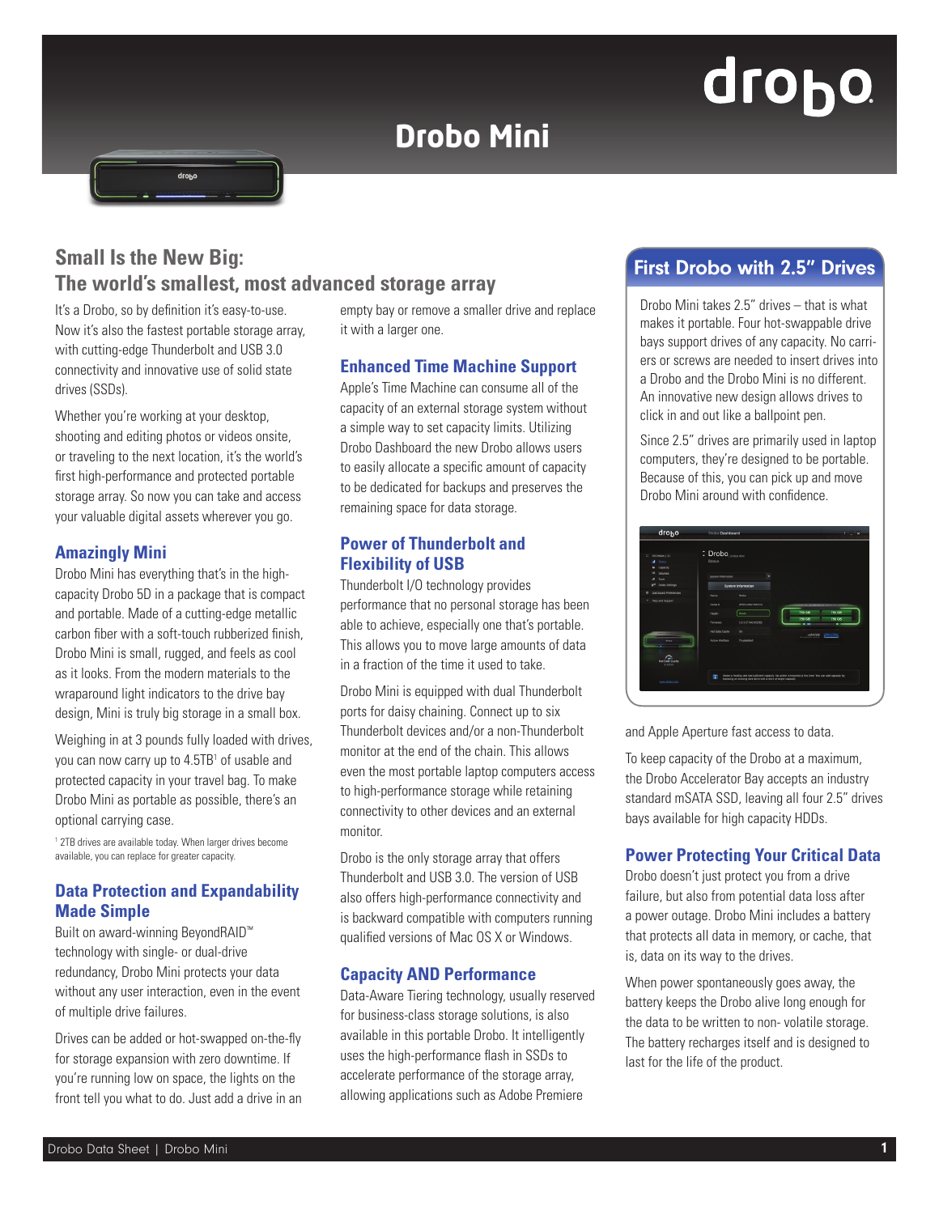# Drobo Mini

## Small Is the New Big: The world's smallest, most advanced storage array

It's a Drobo, so by definition it's easy-to-use. Now it's also the fastest portable storage array, with cutting-edge Thunderbolt and USB 3.0 connectivity and innovative use of solid state drives (SSDs).

Whether you're working at your desktop, shooting and editing photos or videos onsite, or traveling to the next location, it's the world's first high-performance and protected portable storage array. So now you can take and access your valuable digital assets wherever you go.

### Amazingly Mini

Drobo Mini has everything that's in the high-capacity Drobo 5D in a package that is compact and portable. Made of a cutting-edge metallic carbon fiber with a soft-touch rubberized finish, Drobo Mini is small, rugged, and feels as cool as it looks. From the modern materials to the wraparound light indicators to the drive bay design, Mini is truly big storage in a small box.

Weighing in at 3 pounds fully loaded with drives, you can now carry up to 4.5TB[1] of usable and protected capacity in your travel bag. To make Drobo Mini as portable as possible, there's an optional carrying case.

[1] 2TB drives are available today. When larger drives become available, you can replace for greater capacity.

### Data Protection and Expandability Made Simple

Built on award-winning BeyondRAID™ technology with single- or dual-drive redundancy, Drobo Mini protects your data without any user interaction, even in the event of multiple drive failures.

Drives can be added or hot-swapped on-the-fly for storage expansion with zero downtime. If you're running low on space, the lights on the front tell you what to do. Just add a drive in an empty bay or remove a smaller drive and replace it with a larger one.

### Enhanced Time Machine Support

Apple's Time Machine can consume all of the capacity of an external storage system without a simple way to set capacity limits. Utilizing Drobo Dashboard the new Drobo allows users to easily allocate a specific amount of capacity to be dedicated for backups and preserves the remaining space for data storage.

### Power of Thunderbolt and Flexibility of USB

Thunderbolt I/O technology provides performance that no personal storage has been able to achieve, especially one that's portable. This allows you to move large amounts of data in a fraction of the time it used to take.

Drobo Mini is equipped with dual Thunderbolt ports for daisy chaining. Connect up to six Thunderbolt devices and/or a non-Thunderbolt monitor at the end of the chain. This allows even the most portable laptop computers access to high-performance storage while retaining connectivity to other devices and an external monitor.

Drobo is the only storage array that offers Thunderbolt and USB 3.0. The version of USB also offers high-performance connectivity and is backward compatible with computers running qualified versions of Mac OS X or Windows.

### Capacity AND Performance

Data-Aware Tiering technology, usually reserved for business-class storage solutions, is also available in this portable Drobo. It intelligently uses the high-performance flash in SSDs to accelerate performance of the storage array, allowing applications such as Adobe Premiere and Apple Aperture fast access to data.

To keep capacity of the Drobo at a maximum, the Drobo Accelerator Bay accepts an industry standard mSATA SSD, leaving all four 2.5" drives bays available for high capacity HDDs.

### First Drobo with 2.5" Drives

Drobo Mini takes 2.5" drives – that is what makes it portable. Four hot-swappable drive bays support drives of any capacity. No carriers or screws are needed to insert drives into a Drobo and the Drobo Mini is no different. An innovative new design allows drives to click in and out like a ballpoint pen.

Since 2.5" drives are primarily used in laptop computers, they're designed to be portable. Because of this, you can pick up and move Drobo Mini around with confidence.

### Power Protecting Your Critical Data

Drobo doesn't just protect you from a drive failure, but also from potential data loss after a power outage. Drobo Mini includes a battery that protects all data in memory, or cache, that is, data on its way to the drives.

When power spontaneously goes away, the battery keeps the Drobo alive long enough for the data to be written to non- volatile storage. The battery recharges itself and is designed to last for the life of the product.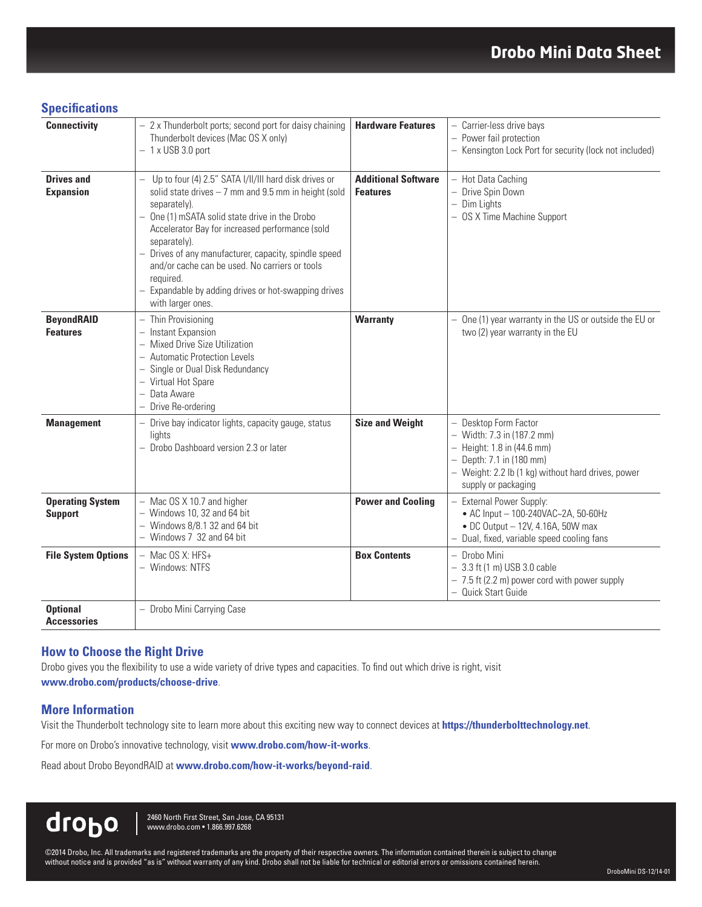# Drobo Mini Data Sheet

## Specifications

| | | | |
|---|---|---|---|
| **Connectivity** | – 2 x Thunderbolt ports; second port for daisy chaining Thunderbolt devices (Mac OS X only)<br>– 1 x USB 3.0 port | **Hardware Features** | – Carrier-less drive bays<br>– Power fail protection<br>– Kensington Lock Port for security (lock not included) |
| **Drives and Expansion** | – Up to four (4) 2.5" SATA I/II/III hard disk drives or solid state drives – 7 mm and 9.5 mm in height (sold separately).<br>– One (1) mSATA solid state drive in the Drobo Accelerator Bay for increased performance (sold separately).<br>– Drives of any manufacturer, capacity, spindle speed and/or cache can be used. No carriers or tools required.<br>– Expandable by adding drives or hot-swapping drives with larger ones. | **Additional Software Features** | – Hot Data Caching<br>– Drive Spin Down<br>– Dim Lights<br>– OS X Time Machine Support |
| **BeyondRAID Features** | – Thin Provisioning<br>– Instant Expansion<br>– Mixed Drive Size Utilization<br>– Automatic Protection Levels<br>– Single or Dual Disk Redundancy<br>– Virtual Hot Spare<br>– Data Aware<br>– Drive Re-ordering | **Warranty** | – One (1) year warranty in the US or outside the EU or two (2) year warranty in the EU |
| **Management** | – Drive bay indicator lights, capacity gauge, status lights<br>– Drobo Dashboard version 2.3 or later | **Size and Weight** | – Desktop Form Factor<br>– Width: 7.3 in (187.2 mm)<br>– Height: 1.8 in (44.6 mm)<br>– Depth: 7.1 in (180 mm)<br>– Weight: 2.2 lb (1 kg) without hard drives, power supply or packaging |
| **Operating System Support** | – Mac OS X 10.7 and higher<br>– Windows 10, 32 and 64 bit<br>– Windows 8/8.1 32 and 64 bit<br>– Windows 7 32 and 64 bit | **Power and Cooling** | – External Power Supply:<br>• AC Input – 100-240VAC~2A, 50-60Hz<br>• DC Output – 12V, 4.16A, 50W max<br>– Dual, fixed, variable speed cooling fans |
| **File System Options** | – Mac OS X: HFS+<br>– Windows: NTFS | **Box Contents** | – Drobo Mini<br>– 3.3 ft (1 m) USB 3.0 cable<br>– 7.5 ft (2.2 m) power cord with power supply<br>– Quick Start Guide |
| **Optional Accessories** | – Drobo Mini Carrying Case | | |

## How to Choose the Right Drive

Drobo gives you the flexibility to use a wide variety of drive types and capacities. To find out which drive is right, visit **www.drobo.com/products/choose-drive**.

## More Information

Visit the Thunderbolt technology site to learn more about this exciting new way to connect devices at **https://thunderbolttechnology.net**.

For more on Drobo's innovative technology, visit **www.drobo.com/how-it-works**.

Read about Drobo BeyondRAID at **www.drobo.com/how-it-works/beyond-raid**.

drobo

2460 North First Street, San Jose, CA 95131
www.drobo.com • 1.866.997.6268

©2014 Drobo, Inc. All trademarks and registered trademarks are the property of their respective owners. The information contained therein is subject to change without notice and is provided "as is" without warranty of any kind. Drobo shall not be liable for technical or editorial errors or omissions contained herein.

DroboMini DS-12/14-01